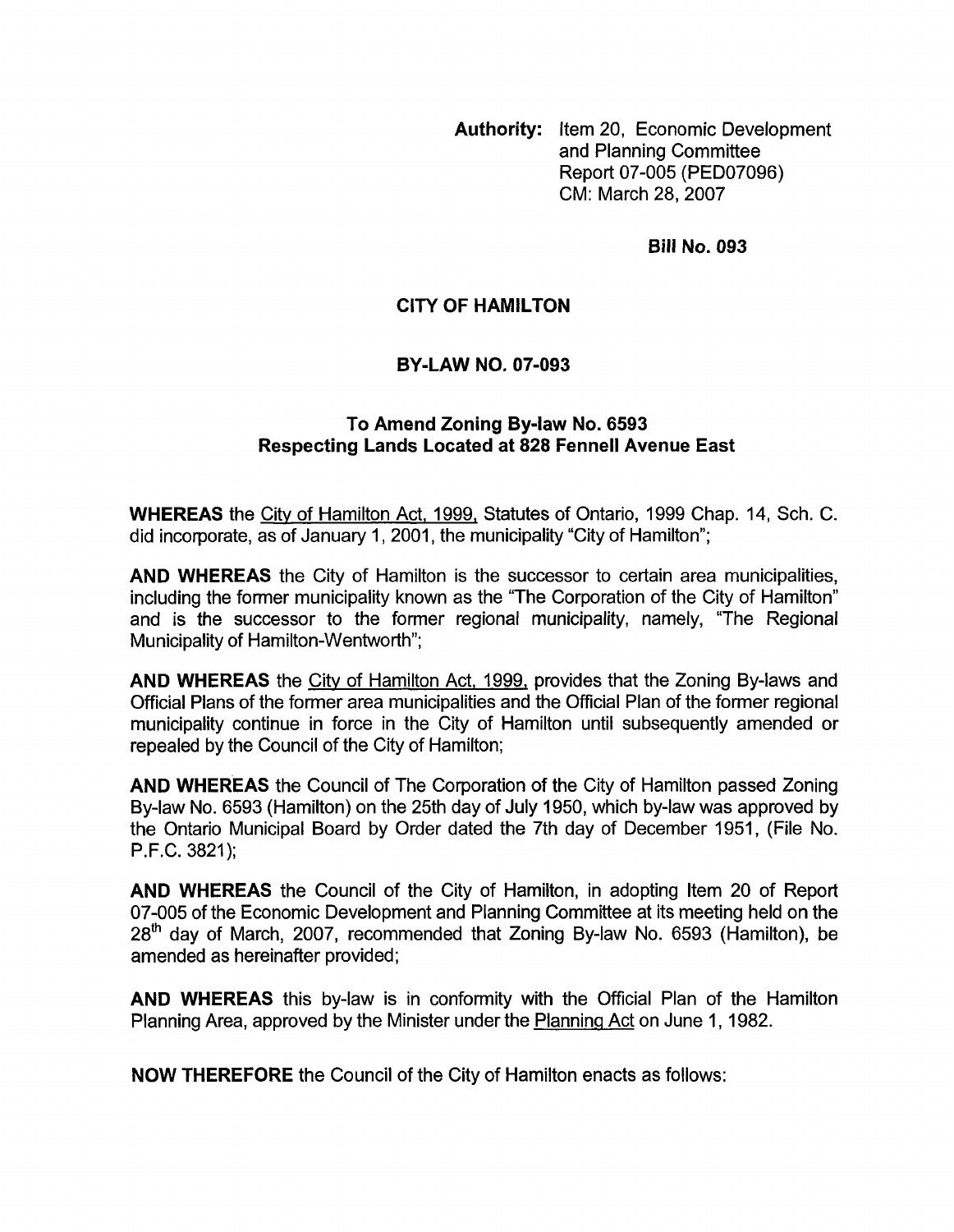**Authority:** Item 20, Economic Development and Planning Committee Report 07-005 (PED07096) CM: March 28, 2007

**Bill No. 093**

# CITY OF HAMILTON

## BY-LAW NO. 07-093

### To Amend Zoning By-law No. 6593 Respecting Lands Located at 828 Fennell Avenue East

**WHEREAS** the City of Hamilton Act, 1999, Statutes of Ontario, 1999 Chap. 14, Sch. C. did incorporate, as of January 1, 2001, the municipality "City of Hamilton";

**AND WHEREAS** the City of Hamilton is the successor to certain area municipalities, including the former municipality known as the "The Corporation of the City of Hamilton" and is the successor to the former regional municipality, namely, "The Regional Municipality of Hamilton-Wentworth";

**AND WHEREAS** the City of Hamilton Act, 1999, provides that the Zoning By-laws and Official Plans of the former area municipalities and the Official Plan of the former regional municipality continue in force in the City of Hamilton until subsequently amended or repealed by the Council of the City of Hamilton;

**AND WHEREAS** the Council of The Corporation of the City of Hamilton passed Zoning By-law No. 6593 (Hamilton) on the 25th day of July 1950, which by-law was approved by the Ontario Municipal Board by Order dated the 7th day of December 1951, (File No. P.F.C. 3821);

**AND WHEREAS** the Council of the City of Hamilton, in adopting Item 20 of Report 07-005 of the Economic Development and Planning Committee at its meeting held on the 28th day of March, 2007, recommended that Zoning By-law No. 6593 (Hamilton), be amended as hereinafter provided;

**AND WHEREAS** this by-law is in conformity with the Official Plan of the Hamilton Planning Area, approved by the Minister under the Planning Act on June 1, 1982.

**NOW THEREFORE** the Council of the City of Hamilton enacts as follows: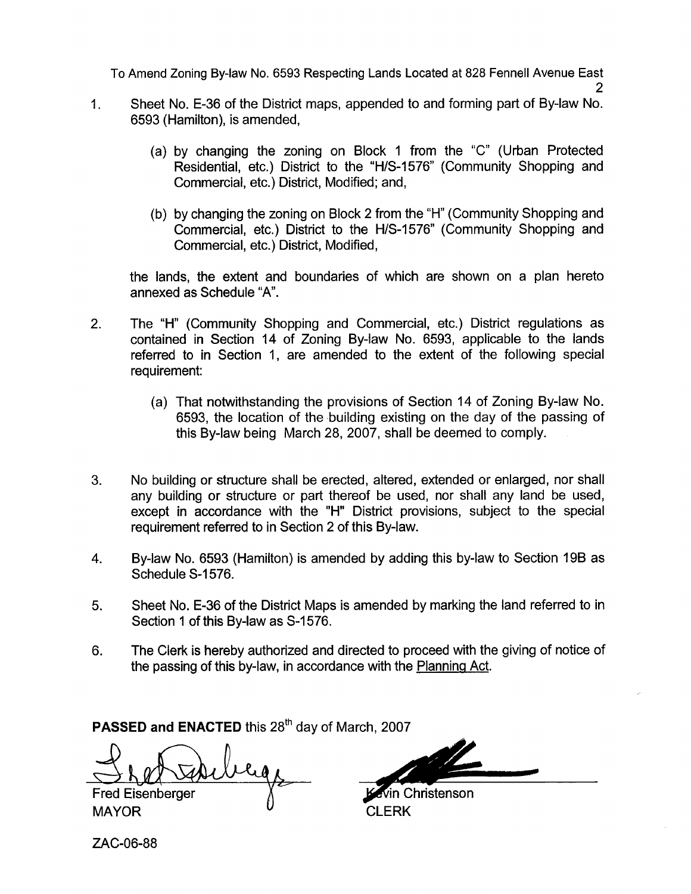1. Sheet No. E-36 of the District maps, appended to and forming part of By-law No. 6593 (Hamilton), is amended,

   (a) by changing the zoning on Block 1 from the "C" (Urban Protected Residential, etc.) District to the "H/S-1576" (Community Shopping and Commercial, etc.) District, Modified; and,

   (b) by changing the zoning on Block 2 from the "H" (Community Shopping and Commercial, etc.) District to the H/S-1576" (Community Shopping and Commercial, etc.) District, Modified,

   the lands, the extent and boundaries of which are shown on a plan hereto annexed as Schedule "A".

2. The "H" (Community Shopping and Commercial, etc.) District regulations as contained in Section 14 of Zoning By-law No. 6593, applicable to the lands referred to in Section 1, are amended to the extent of the following special requirement:

   (a) That notwithstanding the provisions of Section 14 of Zoning By-law No. 6593, the location of the building existing on the day of the passing of this By-law being March 28, 2007, shall be deemed to comply.

3. No building or structure shall be erected, altered, extended or enlarged, nor shall any building or structure or part thereof be used, nor shall any land be used, except in accordance with the "H" District provisions, subject to the special requirement referred to in Section 2 of this By-law.

4. By-law No. 6593 (Hamilton) is amended by adding this by-law to Section 19B as Schedule S-1576.

5. Sheet No. E-36 of the District Maps is amended by marking the land referred to in Section 1 of this By-law as S-1576.

6. The Clerk is hereby authorized and directed to proceed with the giving of notice of the passing of this by-law, in accordance with the Planning Act.

**PASSED and ENACTED** this 28th day of March, 2007

Fred Eisenberger
MAYOR

Kevin Christenson
CLERK

ZAC-06-88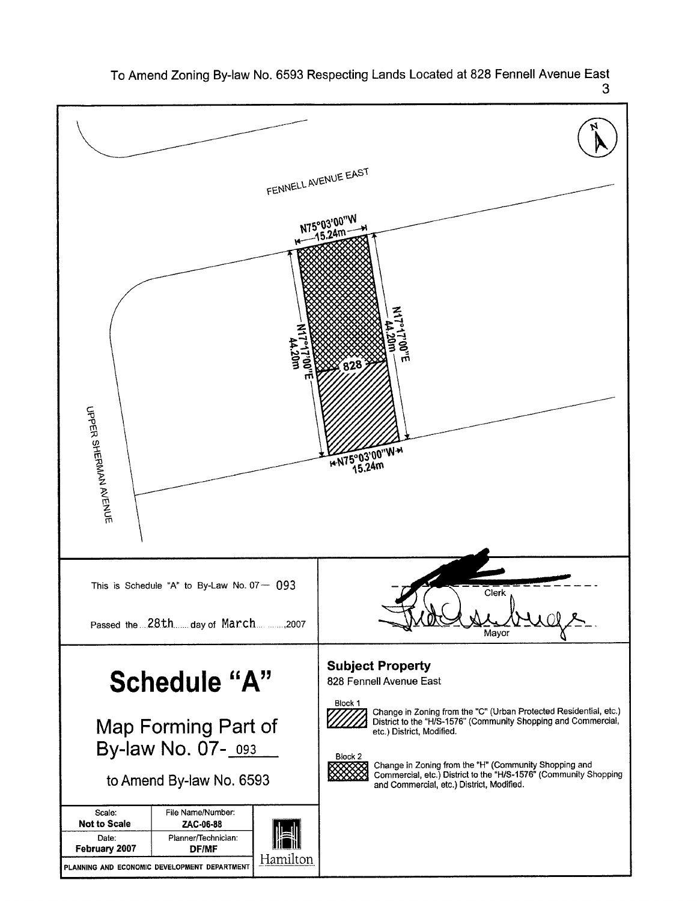To Amend Zoning By-law No. 6593 Respecting Lands Located at 828 Fennell Avenue East

FENNELL AVENUE EAST

N75°03'00"W
15.24m

N17°17'00"E
44.20m

N17°17'00"E
44.20m

828

N75°03'00"W
15.24m

UPPER SHERMAN AVENUE

This is Schedule "A" to By-Law No. 07— 093

Passed the 28th day of March ,2007

Clerk

Mayor

# Schedule "A"

## Map Forming Part of By-law No. 07- 093

to Amend By-law No. 6593

| Scale: | File Name/Number: |
|---|---|
| **Not to Scale** | **ZAC-06-88** |
| Date: | Planner/Technician: |
| **February 2007** | **DF/MF** |

PLANNING AND ECONOMIC DEVELOPMENT DEPARTMENT

Hamilton

**Subject Property**

828 Fennell Avenue East

Block 1
Change in Zoning from the "C" (Urban Protected Residential, etc.) District to the "H/S-1576" (Community Shopping and Commercial, etc.) District, Modified.

Block 2
Change in Zoning from the "H" (Community Shopping and Commercial, etc.) District to the "H/S-1576" (Community Shopping and Commercial, etc.) District, Modified.